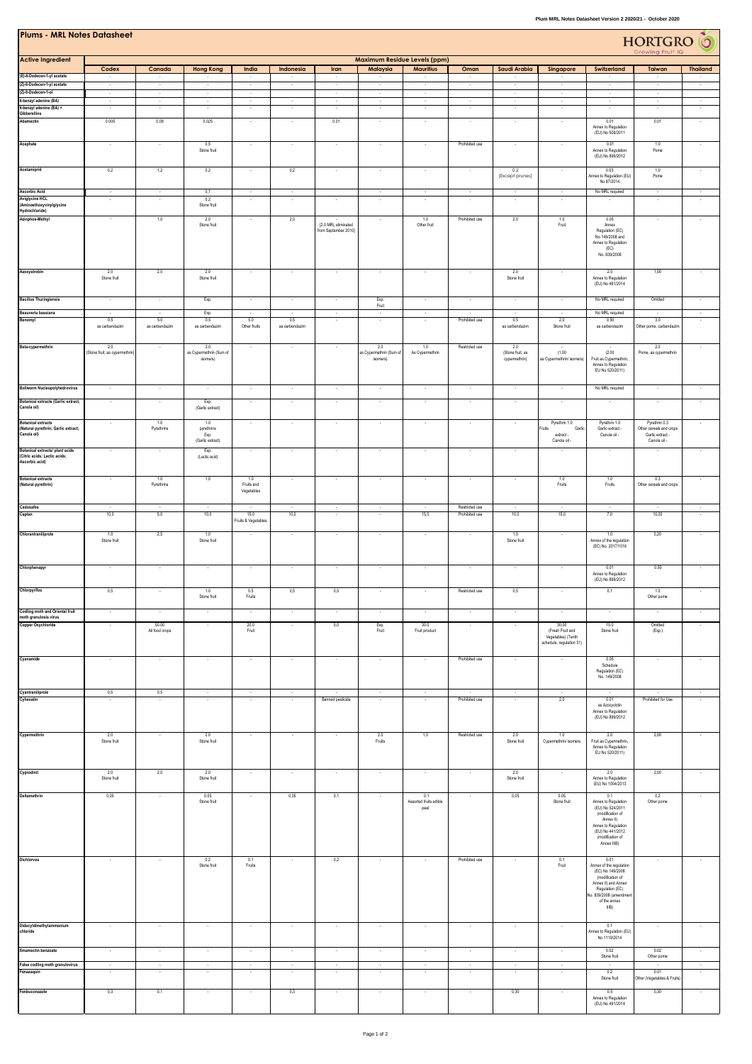# Plums - MRL Notes Datasheet

HORTGRO Growing Fruit IQ

| Active Ingredient | Maximum Residue Levels (ppm) | | | | | | | | | | | | | |
|---|---|---|---|---|---|---|---|---|---|---|---|---|---|---|
| | Codex | Canada | Hong Kong | India | Indonesia | Iran | Malaysia | Mauritius | Oman | Saudi Arabia | Singapore | Switzerland | Taiwan | Thailand |
| (E)-8-Dodecen-1-yl acetate | - | - | - | - | - | - | - | - | - | - | - | - | - | - |
| (Z)-8-Dodecen-1-yl acetate | - | - | - | - | - | - | - | - | - | - | - | - | - | - |
| (Z)-8-Dodecen-1-ol | - | - | - | - | - | - | - | - | - | - | - | - | - | - |
| 6-benzyl adenine (BA) | - | - | - | - | - | - | - | - | - | - | - | - | - | - |
| 6-benzyl adenine (BA) + Gibberellins | - | - | - | - | - | - | - | - | - | - | - | - | - | - |
| Abamectin | 0.005 | 0.09 | 0.025 | - | - | 0.01 | - | - | - | - | - | 0.01 Annex to Regulation (EU) No 508/2011 | 0,01 | - |
| Acephate | - | - | 0.5 Stone fruit | - | - | - | - | - | Prohibited use | - | - | 0.01 Annex to Regulation (EU) No 899/2012 | 1.0 Pome | - |
| Acetamiprid | 0,2 | 1,2 | 0,2 | - | 0,2 | - | - | - | - | 0.2 (Except prunes) | - | 0.03 Annex to Regulation (EU) No 87/2014 | 1.0 Pome | - |
| Ascorbic Acid | - | - | 0.1 | - | - | - | - | - | - | - | - | No MRL required | - | - |
| Aviglycine HCL (Aminoethoxyvinylglycine Hydrochloride) | - | - | 0.2 Stone fruit | - | - | - | - | - | - | - | - | - | - | - |
| Azinphos-Methyl | - | 1,0 | 2.0 Stone fruit | - | 2,0 | - [2.0 MRL eliminated from September 2010] | - | 1.0 Other fruit | Prohibited use | 2,0 | 1.0 Fruit | 0.05 Annex Regulation (EC) No 149/2008 and Annex to Regulation (EC) No. 839/2008 | - | - |
| Azoxystrobin | 2.0 Stone fruit | 2,0 | 2.0 Stone fruit | - | - | - | - | - | - | 2.0 Stone fruit | - | 2.0 Annex to Regulation (EU) No 491/2014 | 1,00 | - |
| Bacillus Thuringiensis | - | - | Exp. | - | - | - | Exp. Fruit | - | - | - | - | No MRL required | Omitted | - |
| Beauveria bassiana | - | - | Exp. | - | - | - | - | - | - | - | - | No MRL required | - | - |
| Benomyl | 0.5 as carbendazim | 5.0 as carbendazim | 0.5 as carbendazim | 5.0 Other fruits | 0.5 as carbendazim | - | - | - | Prohibited use | 0.5 as carbendazim | 2.0 Stone fruit | 0.50 as carbendazim | 3.0 Other pome, carbendazim | - |
| Beta-cypermethrin | 2.0 (Stone fruit, as cypermethrin) | - | 2.0 as Cypermethrin (Sum of isomers) | - | - | - | 2.0 as Cypermethrin (Sum of isomers) | 1.0 As Cypermethrin | Restricted use | 2.0 (Stone fruit, as cypermethrin) | - (1.00 as Cypermethrin/ isomers) | - (2.00 Fruit as Cypermethrin, Annex to Regulation EU No 520/2011) | 2.0 Pome, as cypermethrin | - |
| Bollworm Nucleopolyhedrovirus | - | - | - | - | - | - | - | - | - | - | - | No MRL required | - | - |
| Botanical extracts (Garlic extract; Canola oil) | - | - | Exp. (Garlic extract) | - | - | - | - | - | - | - | - | - | - | - |
| Botanical extracts (Natural pyrethrin; Garlic extract; Canola oil) | - | 1.0 Pyrethrins | 1.0 pyrethrins Exp. (Garlic extract) | - | - | - | - | - | - | - | Pyrethrin 1.0 Fruits Garlic extract - Canola oil - | Pyrethrin 1.0 Garlic extract - Canola oil - | Pyrethrin 0.3 Other cereals and crops Garlic extract - Canola oil - | - |
| Botanical extracts/ plant acids (Citric acids; Lactic acids; Ascorbic acid) | - | - | Exp. (Lactic acid) | - | - | - | - | - | - | - | - | - | - | - |
| Botanical extracts (Natural pyrethrin) | - | 1.0 Pyrethrins | 1,0 | 1.0 Fruits and Vegetables | - | - | - | - | - | - | 1.0 Fruits | 1.0 Fruits | 0.3 Other cereals and crops | - |
| Cadusafos | - | - | - | - | - | - | - | - | Restricted use | - | - | - | - | - |
| Captan | 10,0 | 5,0 | 10.0 | 15.0 Fruits & Vegetables | 10,0 | - | - | 15,0 | Prohibited use | 10,0 | 15,0 | 7,0 | 10,00 | - |
| Chlorantraniliprole | 1.0 Stone fruit | 2,5 | 1.0 Stone fruit | - | - | - | - | - | - | 1.0 Stone fruit | - | 1.0 Annex of the regulation (EC) No. 2017/1016 | 0,20 | - |
| Chlorphenapyr | - | - | - | - | - | - | - | - | - | - | - | 0.01 Annex to Regulation (EU) No 899/2012 | 0.50 | - |
| Chlorpyrifos | 0,5 | - | 1.0 Stone fruit | 0.5 Fruits | 0,5 | 0,5 | - | - | Restricted use | 0,5 | - | 0,1 | 1.0 Other pome | - |
| Codling moth and Oriental fruit moth granulosis virus | - | - | - | - | - | - | - | - | - | - | - | - | - | - |
| Copper Oxychloride | - | 50.00 All food crops | - | 20.0 Fruit | - | 5,0 | Exp. Fruit | 30.0 Fruit product | - | - | 30.00 (Fresh Fruit and Vegetables) (Tenth schedule, regulation 31) | 15.0 Stone fruit | Omitted (Exp.) | - |
| Cyanamide | - | - | - | - | - | - | - | - | Prohibited use | - | - | 0.05 Schedule Regulation (EC) No. 149/2008 | - | - |
| Cyantraniliprole | 0,5 | 0,5 | - | - | - | - | - | - | - | - | - | - | - | - |
| Cyhexatin | - | - | - | - | - | Banned pesticide | - | - | Prohibited use | - | 2.0 | 0.01 as Azocyclotin Annex to Regulation (EU) No 899/2012 | Prohibited for Use | - |
| Cypermethrin | 2.0 Stone fruit | - | 2.0 Stone fruit | - | - | - | 2.0 Fruits | 1,0 | Restricted use | 2.0 Stone fruit | 1.0 Cypermethrin/ isomers | 2.0 Fruit as Cypermethrin, Annex to Regulation EU No 520/2011) | 2,00 | - |
| Cyprodinil | 2.0 Stone fruit | 2,0 | 2.0 Stone fruit | - | - | - | - | - | - | 2.0 Stone fruit | - | 2.0 Annex to Regulation (EU) No 1004/2013 | 2,00 | - |
| Deltamethrin | 0,05 | - | 0.05 Stone fruit | - | 0,05 | 0,1 | - | 0.1 Assorted fruits edible peel | - | 0,05 | 0.05 Stone fruit | 0.1 Annex to Regulation (EU) No 524/2011 (modification of Annex II) Annex to Regulation (EU) No 441/2012 (modification of Annex IIIB) | 0.2 Other pome | - |
| Dichlorvos | - | - | 0.2 Stone fruit | 0.1 Fruits | - | 0,2 | - | - | Prohibited use | - | 0.1 Fruit | 0.01 Annex of the regulation (EC) No 149/2008 (modification of Annex II) and Annex Regulation (EC) No. 839/2008 (amendment of the annex IIIB) | - | - |
| Didecyldimethylammonium chloride | - | - | - | - | - | - | - | - | - | - | - | 0.1 Annex to Regulation (EU) No 1119/2014 | - | - |
| Emamectin benzoate | - | - | - | - | - | - | - | - | - | - | - | 0.02 Stone fruit | 0.02 Other pome | - |
| False codling moth granulovirus | - | - | - | - | - | - | - | - | - | - | - | - | - | - |
| Fenazaquin | - | - | - | - | - | - | - | - | - | - | - | 0.2 Stone fruit | 0.01 Other (Vegetables & Fruits) | - |
| Fenbuconazole | 0,3 | 0,1 | - | - | 0,3 | - | - | - | - | 0,30 | - | 0.5 Annex to Regulation (EU) No 491/2014 | 0,30 | - |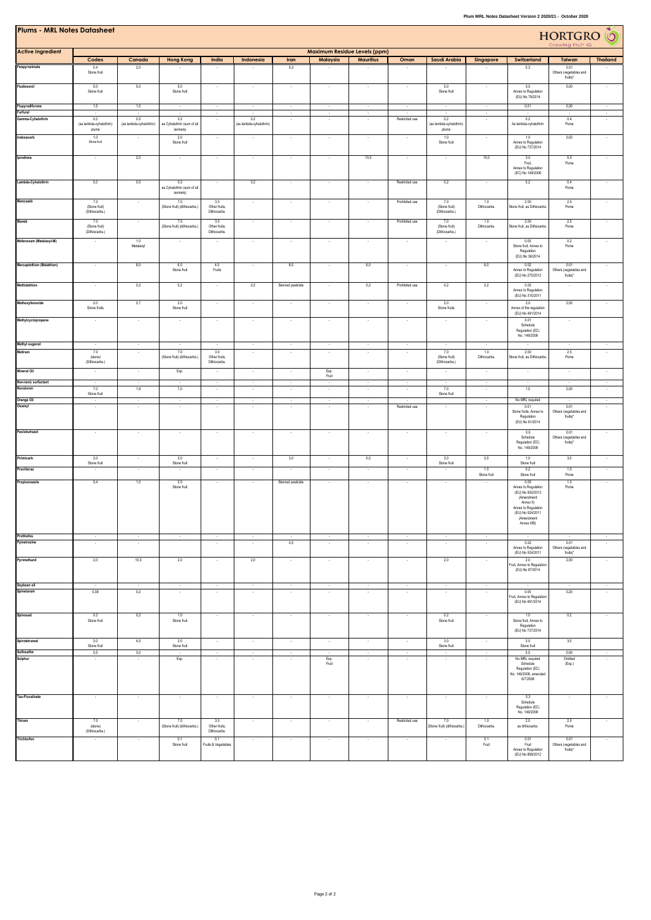## Plums - MRL Notes Datasheet

| Active Ingredient | Maximum Residue Levels (ppm) | | | | | | | | | | | | | |
|---|---|---|---|---|---|---|---|---|---|---|---|---|---|---|
| | Codex | Canada | Hong Kong | India | Indonesia | Iran | Malaysia | Mauritius | Oman | Saudi Arabia | Singapore | Switzerland | Taiwan | Thailand |
| Fenpyroximate | 0.4 Stone fruit | 2,0 | - | - | - | 0,3 | - | - | - | - | - | 0,3 | 0.01 Others (vegetables and fruits)* | - |
| Fludioxonil | 5.0 Stone fruit | 5,0 | 5.0 Stone fruit | - | - | - | - | - | - | 5.0 Stone fruit | - | 5.0 Annex to Regulation (EU) No 79/2014 | 5,00 | - |
| Flupyradifurone | 1,5 | 1,5 | - | - | - | - | - | - | - | - | - | 0,01 | 0,30 | - |
| Furfural | - | - | - | - | - | - | - | - | - | - | - | - | - | - |
| Gamma-Cyhalothrin | 0.2 (as lambda-cyhalothrin) plums | 0.5 (as lambda-cyhalothrin) | 0.2 as Cyhalothrin (sum of all isomers) | - | 0.2 (as lambda-cyhalothrin) | - | - | - | Restricted use | 0.2 (as lambda-cyhalothrin) plums | - | 0.2 As lambda-cyhalothrin | 0.4 Pome | - |
| Indoxacarb | 1.0 Stone fruit | - | 2.0 Stone fruit | - | - | - | - | - | - | 1.0 Stone fruit | - | 1.0 Annex to Regulation (EU) No 737/2014 | 0,50 | - |
| Iprodione | - | 2,0 | - | - | - | - | - | 10,0 | - | - | 10,0 | 3.0 Fruit, Annex to Regulation (EC) No 149/2008 | 5.0 Pome | - |
| Lambda-Cyhalothrin | 0,2 | 0,5 | 0.2 as Cyhalothrin (sum of all isomers) | - | 0,2 | - | - | - | Restricted use | 0,2 | - | 0,2 | 0.4 Pome | - |
| Mancozeb | 7.0 (Stone fruit) (Dithiocarbs.) | - | 7.0 (Stone fruit) (dithiocarbs.) | 3.0 Other fruits, Dithiocarbs. | - | - | - | - | Prohibited use | 7.0 (Stone fruit) (Dithiocarbs.) | 1.0 Dithiocarbs. | 2.00 Stone fruit, as Dithiocarbs. | 2.5 Pome | - |
| Maneb | 7.0 (Stone fruit) (Dithiocarbs.) | - | 7.0 (Stone fruit) (dithiocarbs.) | 3.0 Other fruits, Dithiocarbs. | - | - | - | - | Prohibited use | 7.0 (Stone fruit) (Dithiocarbs.) | 1.0 Dithiocarbs. | 2.00 Stone fruit, as Dithiocarbs. | 2.5 Pome | - |
| Mefenoxam (Metalaxyl-M) | - | 1.0 Metalaxyl | - | - | - | - | - | - | - | - | - | 0.05 Stone fruit, Annex to Regulation (EU) No 36/2014 | 0.2 Pome | - |
| Mercaptothion (Malathion) | - | 8,0 | 6.0 Stone fruit | 4.0 Fruits | - | 8,0 | - | 6,0 | - | - | 6,0 | 0.02 Annex to Regulation (EU) No 270/2012 | 0.01 Others (vegetables and fruits)* | - |
| Methidathion | - | 0,2 | 0,2 | - | 0,2 | Banned pesticide | - | 0,2 | Prohibited use | 0,2 | 0,2 | 0.02 Annex to Regulation (EU) No 310/2011 | - | - |
| Methoxyfenocide | 2.0 Stone fruits | 0,7 | 2.0 Stone fruit | - | - | - | - | - | - | 2.0 Stone fruits | - | 2.0 Annex of the regulation (EU) No 491/2014 | 2,00 | - |
| Methylcyclopropene | - | - | - | - | - | - | - | - | - | - | - | 0.01 Schedule Regulation (EC) No. 149/2008 | - | - |
| Methyl eugenol | - | - | - | - | - | - | - | - | - | - | - | - | - | - |
| Metiram | 7.0 (stone) (Dithiocarbs.) | - | 7.0 (Stone fruit) (dithiocarbs.) | 3.0 Other fruits, Dithiocarbs. | - | - | - | - | - | 7.0 (Stone fruit) (Dithiocarbs.) | 1.0 Dithiocarbs. | 2.00 Stone fruit, as Dithiocarbs. | 2.5 Pome | - |
| Mineral Oil | - | - | Exp. | - | - | - | Exp. Fruit | - | - | - | - | - | - | - |
| Non-ionic surfactant | - | - | - | - | - | - | - | - | - | - | - | - | - | - |
| Novaluron | 7.0 Stone fruit | 1,9 | 7,0 | - | - | - | - | - | - | 7.0 Stone fruit | - | 1,5 | 2,00 | - |
| Orange Oil | - | - | - | - | - | - | - | - | - | - | - | No MRL required | - | - |
| Oxamyl | - | - | - | - | - | - | - | - | Restricted use | - | - | 0.01 Stone fruits, Annex to Regulation (EU) No 61/2014 | 0.01 Others (vegetables and fruits)* | - |
| Paclobutrazol | - | - | - | - | - | - | - | - | - | - | - | 0.5 Schedule Regulation (EC) No. 149/2008 | 0.01 Others (vegetables and fruits)* | - |
| Pirimicarb | 3.0 Stone fruit | - | 3.0 Stone fruit | - | - | 3,0 | - | 0,5 | - | 3.0 Stone fruit | 0,5 | 1.0 Stone fruit | 3,0 | - |
| Prochloraz | | - | | - | - | - | - | - | - | - | 1.0 Stone fruit | 0.2 Stone fruit | 1.0 Pome | - |
| Propiconazole | 0,4 | 1,0 | 2.0 Stone fruit | - | - | Banned pesticide | - | - | - | - | - | 0.05 Annex to Regulation (EU) No 500/2013 (Amendment Annex II) Annex to Regulation (EU) No 524/2011 (Amendment Annex IIIB) | 1.0 Pome | - |
| Prothiofos | - | - | - | - | - | - | - | - | - | - | - | - | - | - |
| Pymetrozine | - | - | | - | - | 0,5 | - | - | - | - | - | 0.02 Annex to Regulation (EU) No 524/2011 | 0.01 Others (vegetables and fruits)* | - |
| Pyrimethanil | 2,0 | 10,0 | 2,0 | - | 2,0 | - | - | - | - | 2,0 | - | 2.0 Fruit, Annex to Regulation (EU) No 87/2014 | 2,00 | - |
| Soybean oil | - | - | - | - | - | - | - | - | - | - | - | - | - | - |
| Spinetoram | 0,09 | 0,2 | - | - | - | - | - | - | - | - | - | 0.05 Fruit, Annex to Regulation (EU) No 491/2014 | 0,20 | - |
| Spinosad | 0.2 Stone fruit | 0,2 | 1.0 Stone fruit | - | - | - | - | - | - | 0.2 Stone fruit | - | 1.0 Stone fruit, Annex to Regulation (EU) No 737/2014 | 0.2 | - |
| Spirotetramat | 3.0 Stone fruit | 4,5 | 3.0 Stone fruit | - | - | - | - | - | - | 3.0 Stone fruit | - | 3.0 Stone fruit | 3,0 | |
| Sulfoxaflor | 0,5 | 3,0 | - | - | - | - | - | - | - | - | - | 0,5 | 0,50 | - |
| Sulphur | - | - | Exp. | - | - | - | Exp. Fruit | - | - | - | - | No MRL required Schedule Regulation (EC) No. 149/2008, amended 8/7/2008 | Omitted (Exp.) | - |
| Tau-Fluvalinate | - | - | - | - | - | - | - | - | - | - | - | 0.3 Schedule Regulation (EC) No. 149/2008 | - | - |
| Thiram | 7.0 (stone) (Dithiocarbs.) | - | 7.0 (Stone fruit) (dithiocarbs.) | 3.0 Other fruits, Dithiocarbs. | - | - | - | - | Restricted use | 7.0 (Stone fruit) (dithiocarbs.) | 1.0 Dithiocarbs. | 2.0 as dithiocarbs. | 2.5 Pome | - |
| Trichlorfon | - | - | 0.1 Stone fruit | 0.1 Fruits & Vegetables | - | - | - | - | - | - | 0.1 Fruit | 0.01 Fruit Annex to Regulation (EU) No 899/2012 | 0.01 Others (vegetables and fruits)* | - |